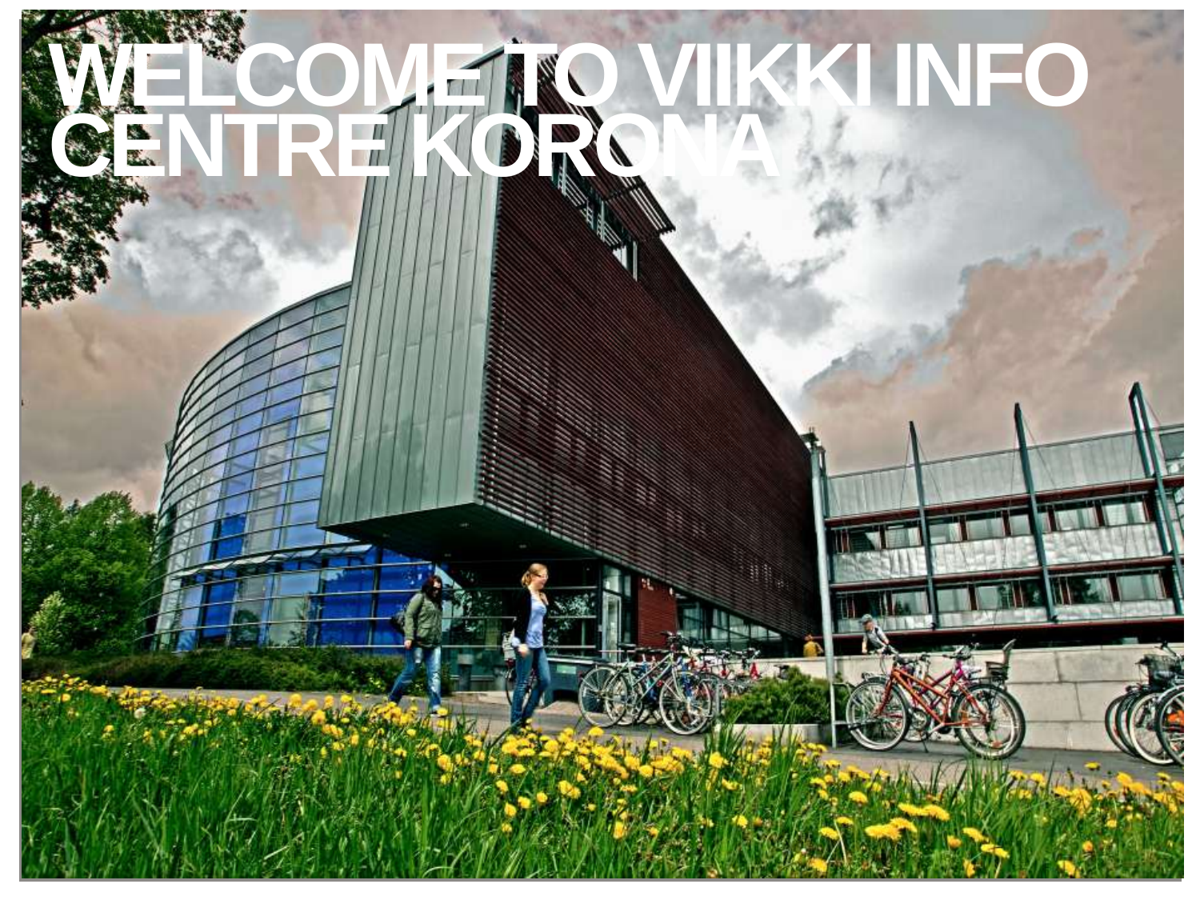# WELCOME TO VIIKKI INFO CENTRE KORONA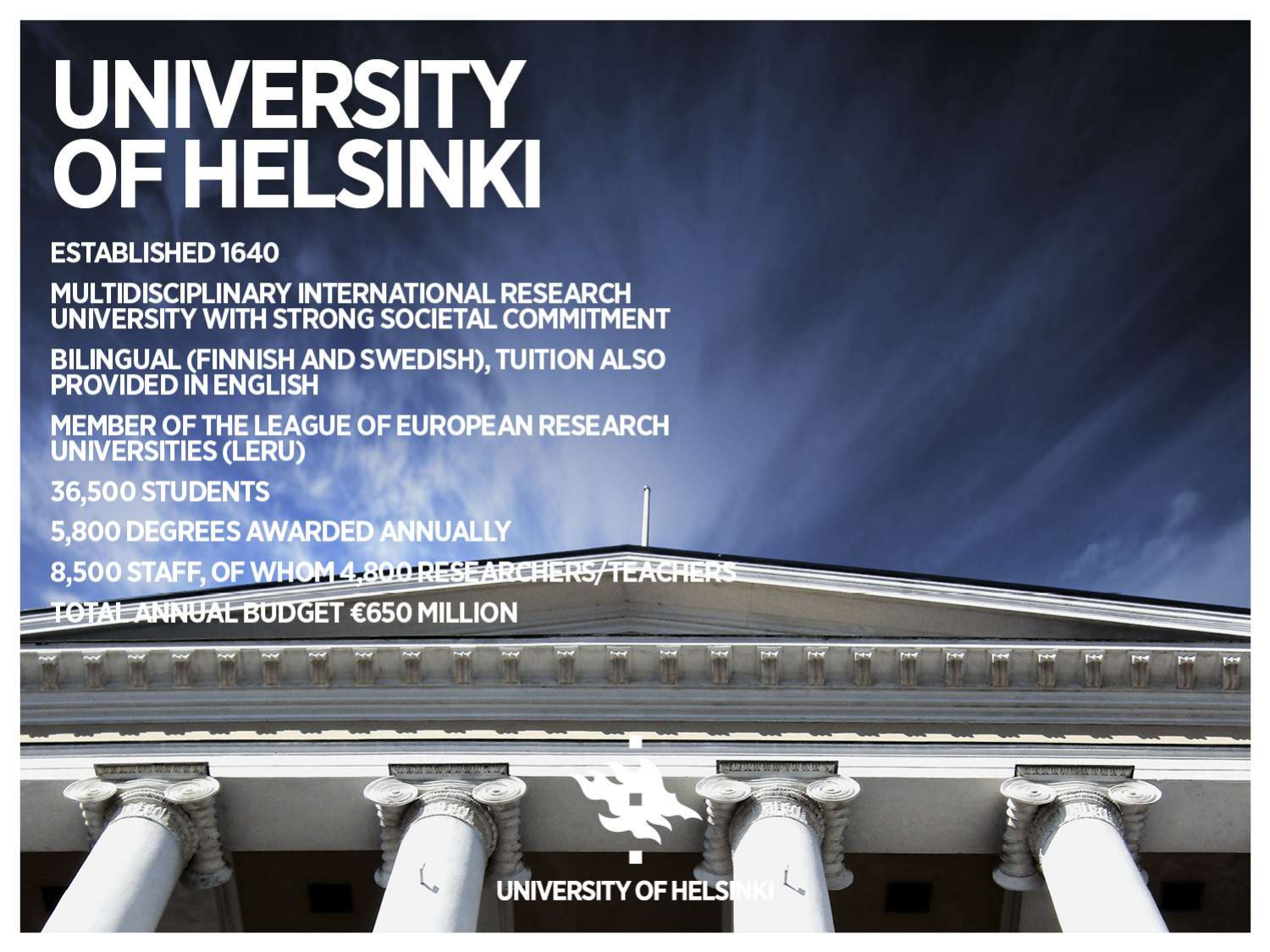# UNIVERSITY OF HELSINKI

- ESTABLISHED 1640
- MULTIDISCIPLINARY INTERNATIONAL RESEARCH UNIVERSITY WITH STRONG SOCIETAL COMMITMENT
- BILINGUAL (FINNISH AND SWEDISH), TUITION ALSO PROVIDED IN ENGLISH
- MEMBER OF THE LEAGUE OF EUROPEAN RESEARCH UNIVERSITIES (LERU)
- 36,500 STUDENTS
- 5,800 DEGREES AWARDED ANNUALLY
- 8,500 STAFF, OF WHOM 4,800 RESEARCHERS/TEACHERS
- TOTAL ANNUAL BUDGET €650 MILLION

UNIVERSITY OF HELSINKI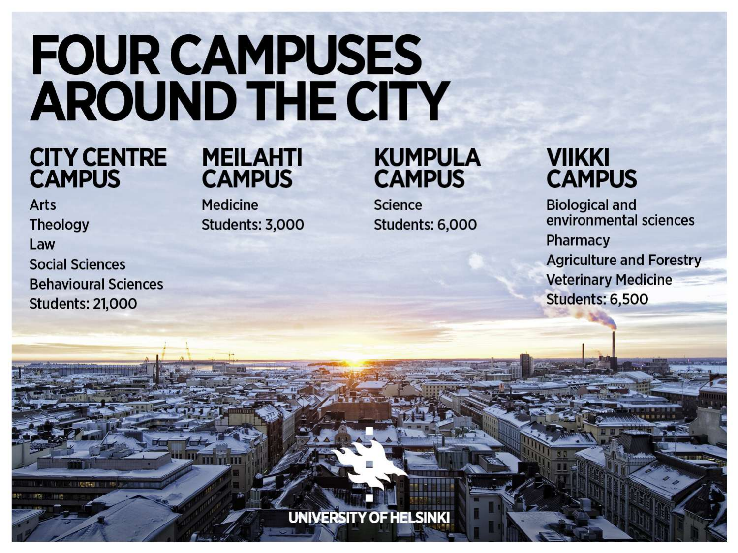# FOUR CAMPUSES AROUND THE CITY

## CITY CENTRE CAMPUS

Arts

Theology

Law

Social Sciences

Behavioural Sciences

Students: 21,000

## MEILAHTI CAMPUS

Medicine

Students: 3,000

## KUMPULA CAMPUS

Science

Students: 6,000

## VIIKKI CAMPUS

Biological and environmental sciences

Pharmacy

Agriculture and Forestry

Veterinary Medicine

Students: 6,500

UNIVERSITY OF HELSINKI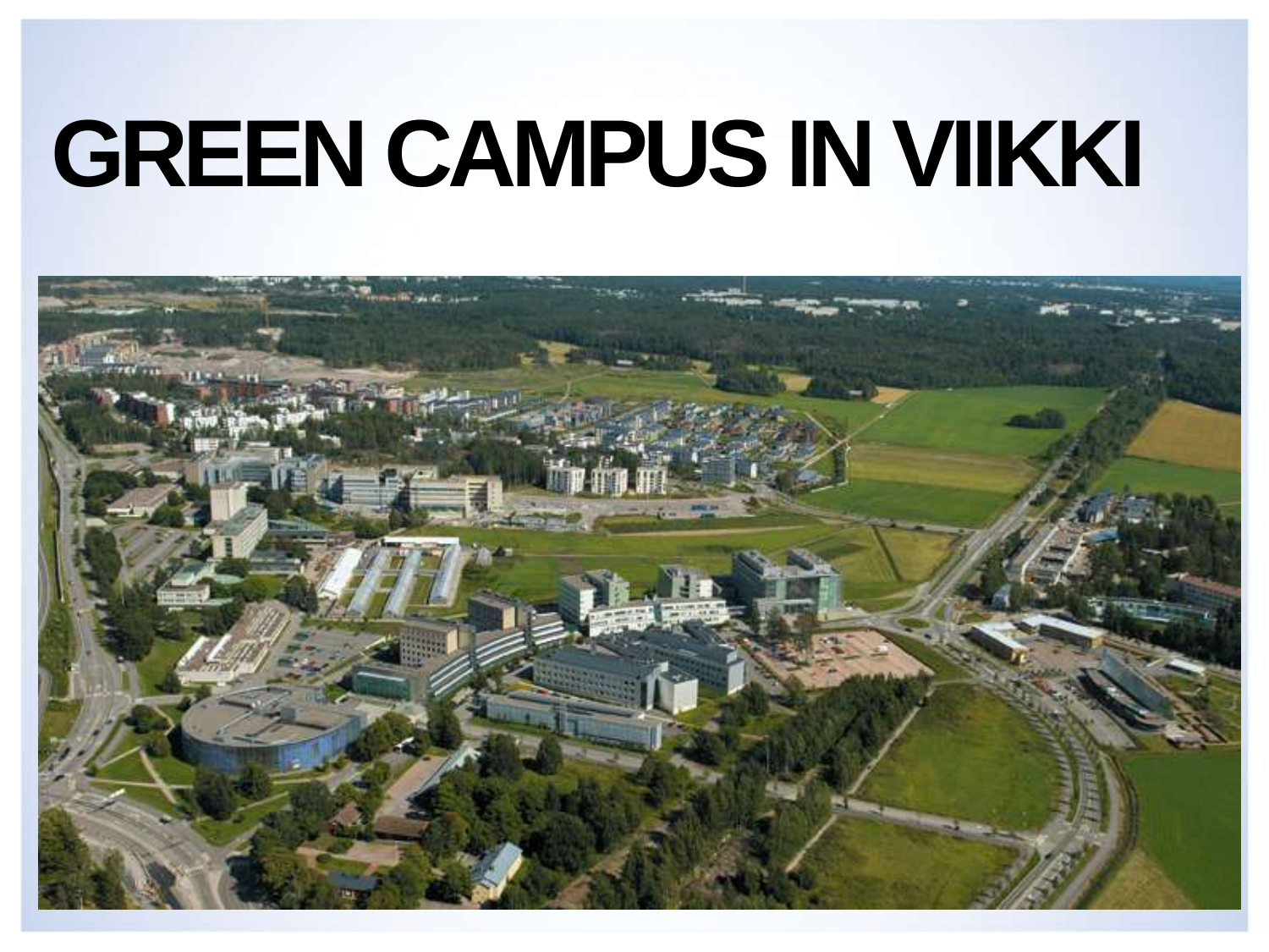# GREEN CAMPUS IN VIIKKI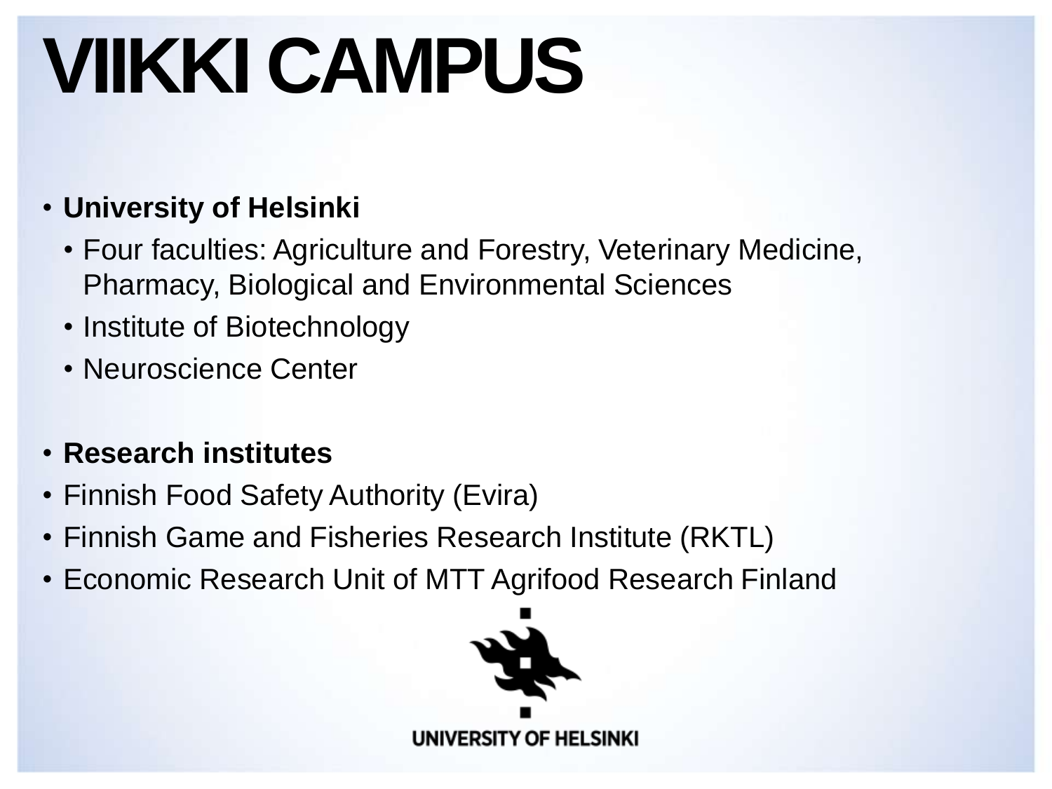# VIIKKI CAMPUS

- **University of Helsinki**
  - Four faculties: Agriculture and Forestry, Veterinary Medicine, Pharmacy, Biological and Environmental Sciences
  - Institute of Biotechnology
  - Neuroscience Center

- **Research institutes**
- Finnish Food Safety Authority (Evira)
- Finnish Game and Fisheries Research Institute (RKTL)
- Economic Research Unit of MTT Agrifood Research Finland

UNIVERSITY OF HELSINKI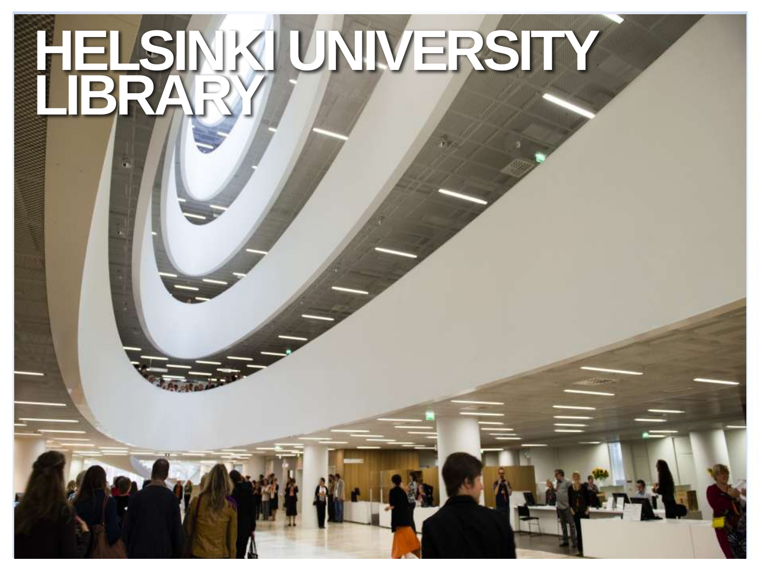# HELSINKI UNIVERSITY LIBRARY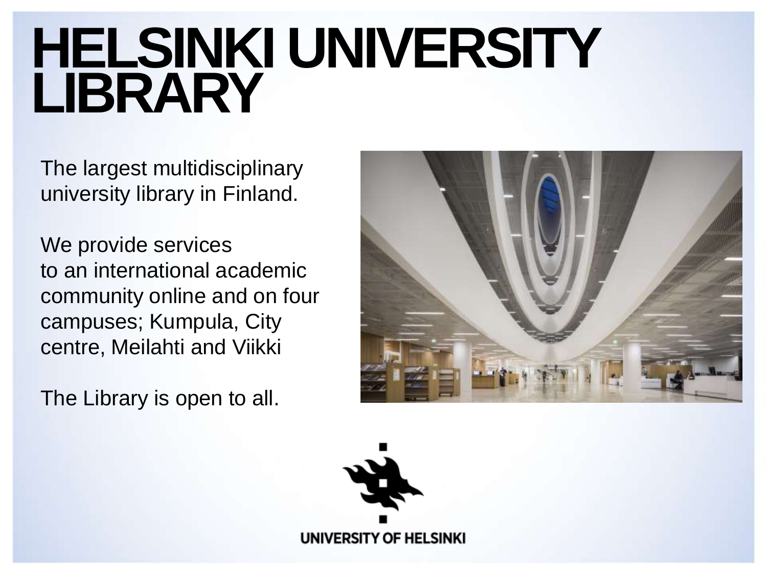# HELSINKI UNIVERSITY LIBRARY

The largest multidisciplinary university library in Finland.

We provide services to an international academic community online and on four campuses; Kumpula, City centre, Meilahti and Viikki

The Library is open to all.

UNIVERSITY OF HELSINKI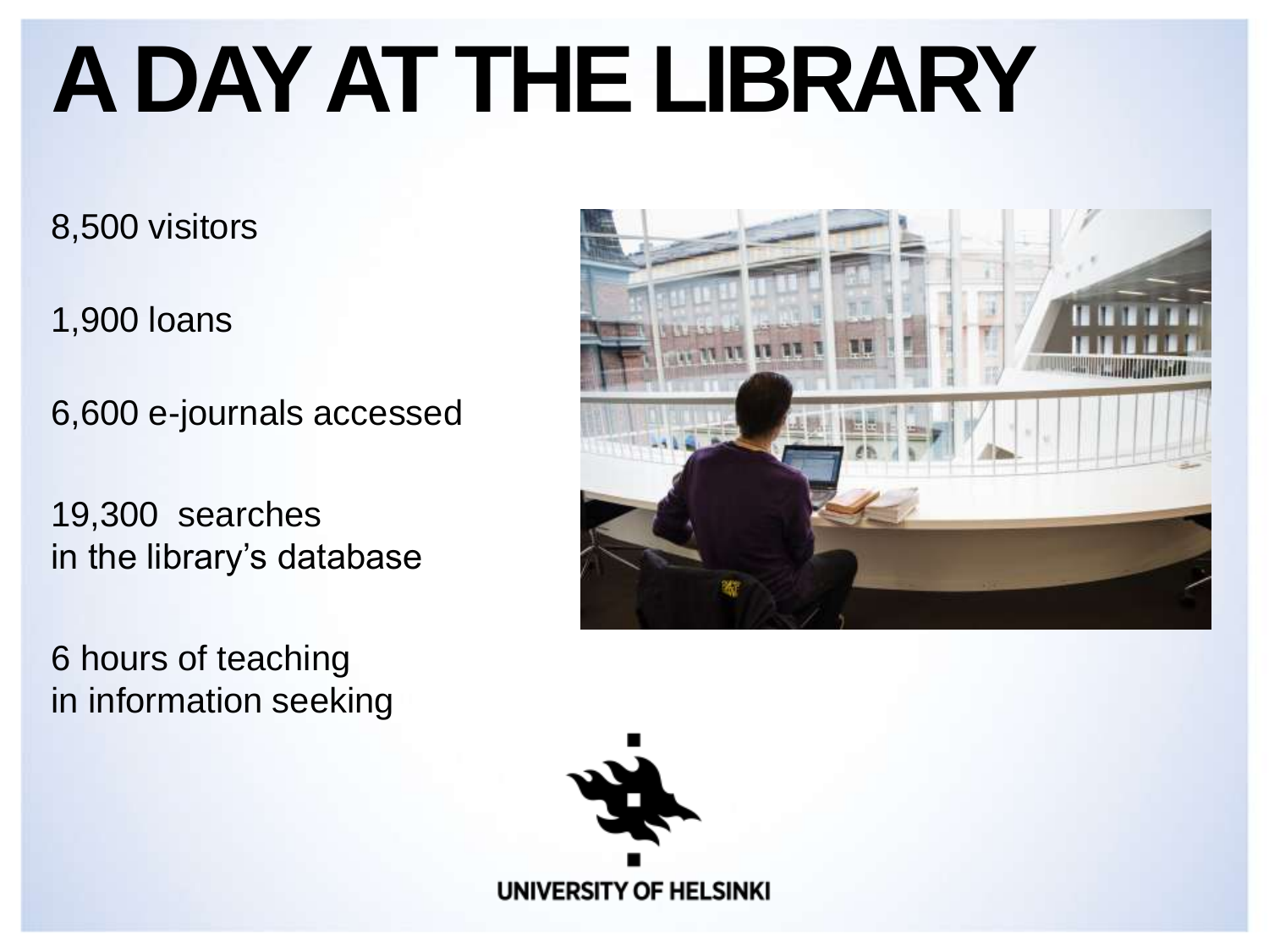# A DAY AT THE LIBRARY

8,500 visitors

1,900 loans

6,600 e-journals accessed

19,300 searches
in the library's database

6 hours of teaching
in information seeking

UNIVERSITY OF HELSINKI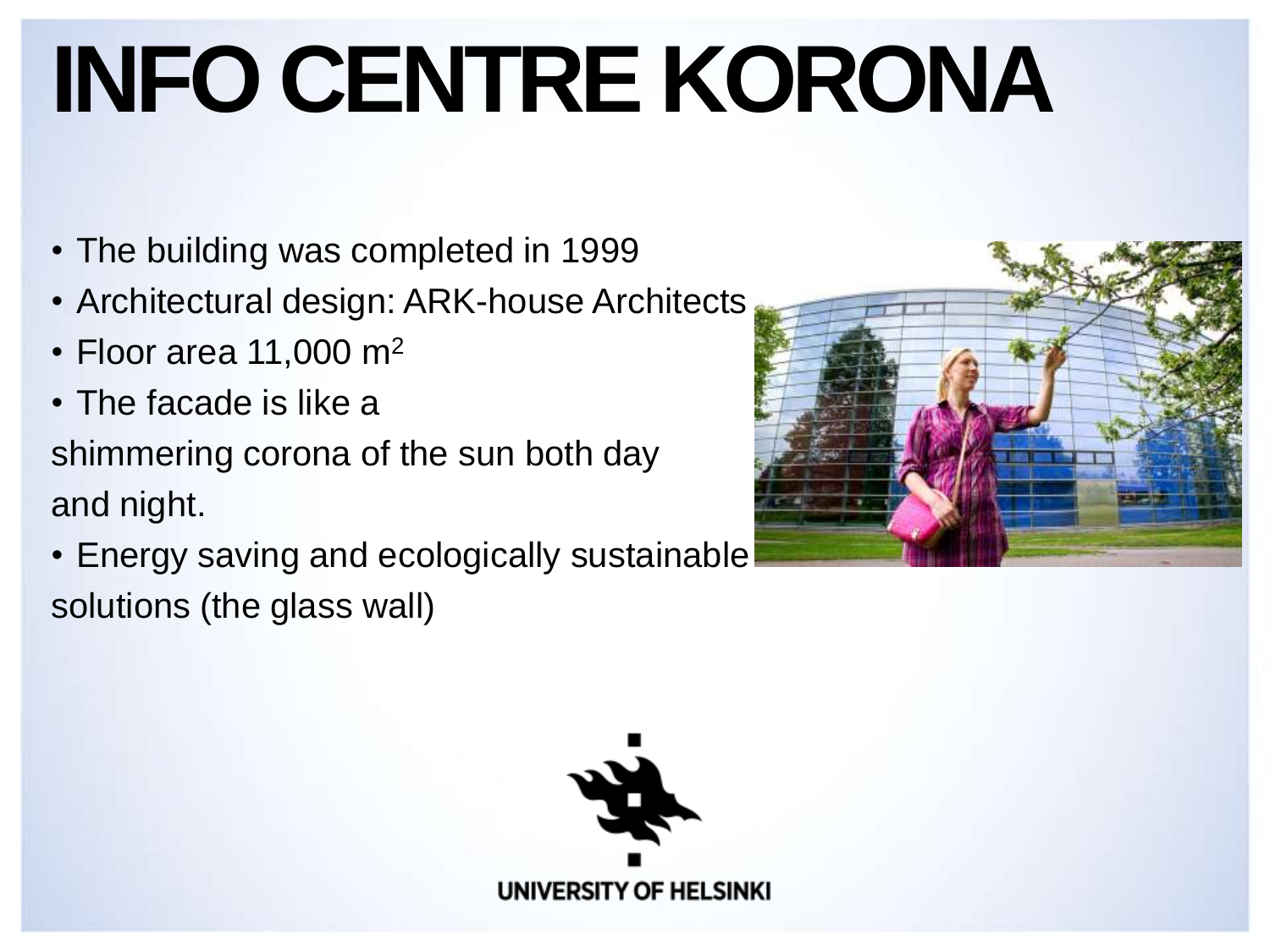# INFO CENTRE KORONA

- The building was completed in 1999
- Architectural design: ARK-house Architects
- Floor area 11,000 $m^2$
- The facade is like a shimmering corona of the sun both day and night.
- Energy saving and ecologically sustainable solutions (the glass wall)

UNIVERSITY OF HELSINKI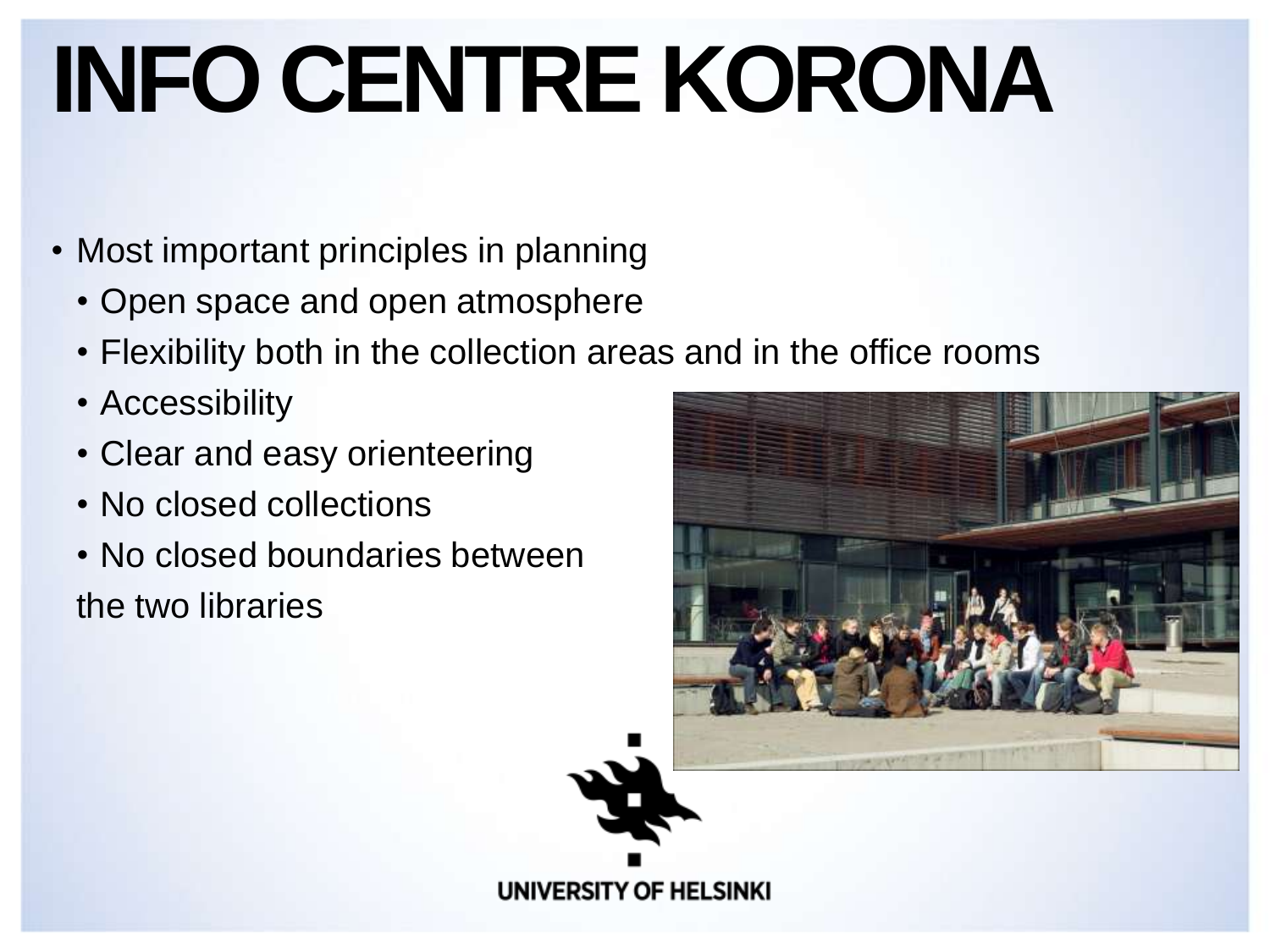# INFO CENTRE KORONA

- Most important principles in planning
  - Open space and open atmosphere
  - Flexibility both in the collection areas and in the office rooms
  - Accessibility
  - Clear and easy orienteering
  - No closed collections
  - No closed boundaries between the two libraries

UNIVERSITY OF HELSINKI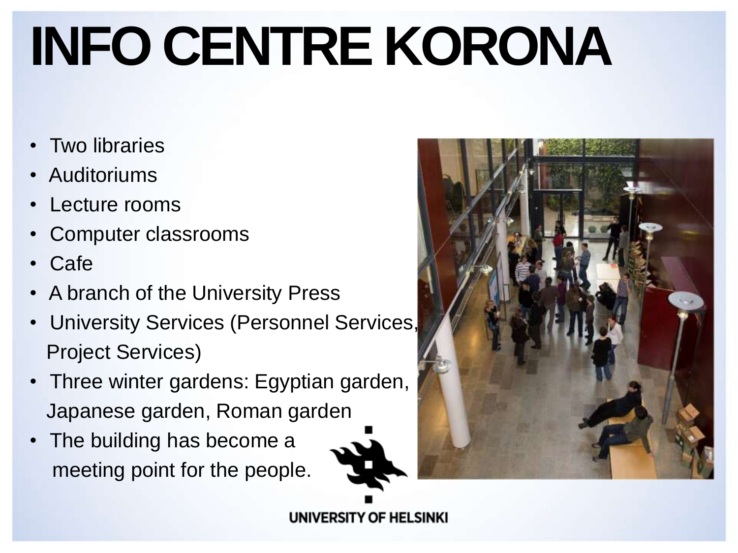# INFO CENTRE KORONA

- Two libraries
- Auditoriums
- Lecture rooms
- Computer classrooms
- Cafe
- A branch of the University Press
- University Services (Personnel Services, Project Services)
- Three winter gardens: Egyptian garden, Japanese garden, Roman garden
- The building has become a meeting point for the people.

UNIVERSITY OF HELSINKI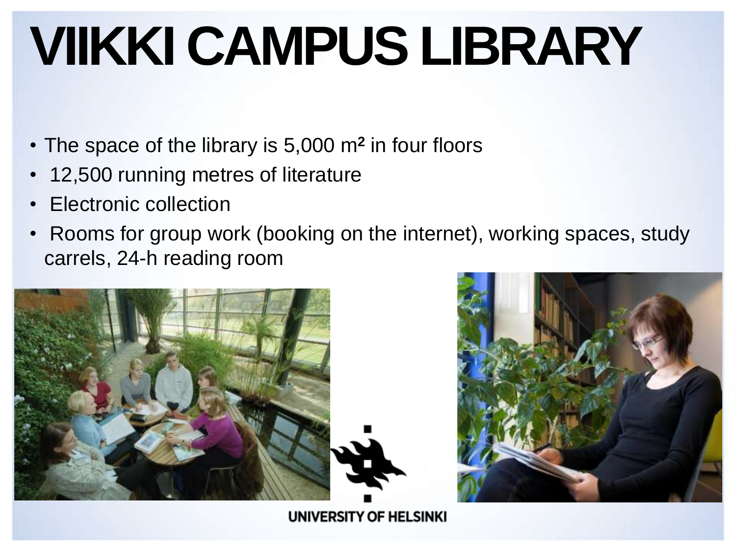# VIIKKI CAMPUS LIBRARY

- The space of the library is 5,000 $m^2$ in four floors
- 12,500 running metres of literature
- Electronic collection
- Rooms for group work (booking on the internet), working spaces, study carrels, 24-h reading room

UNIVERSITY OF HELSINKI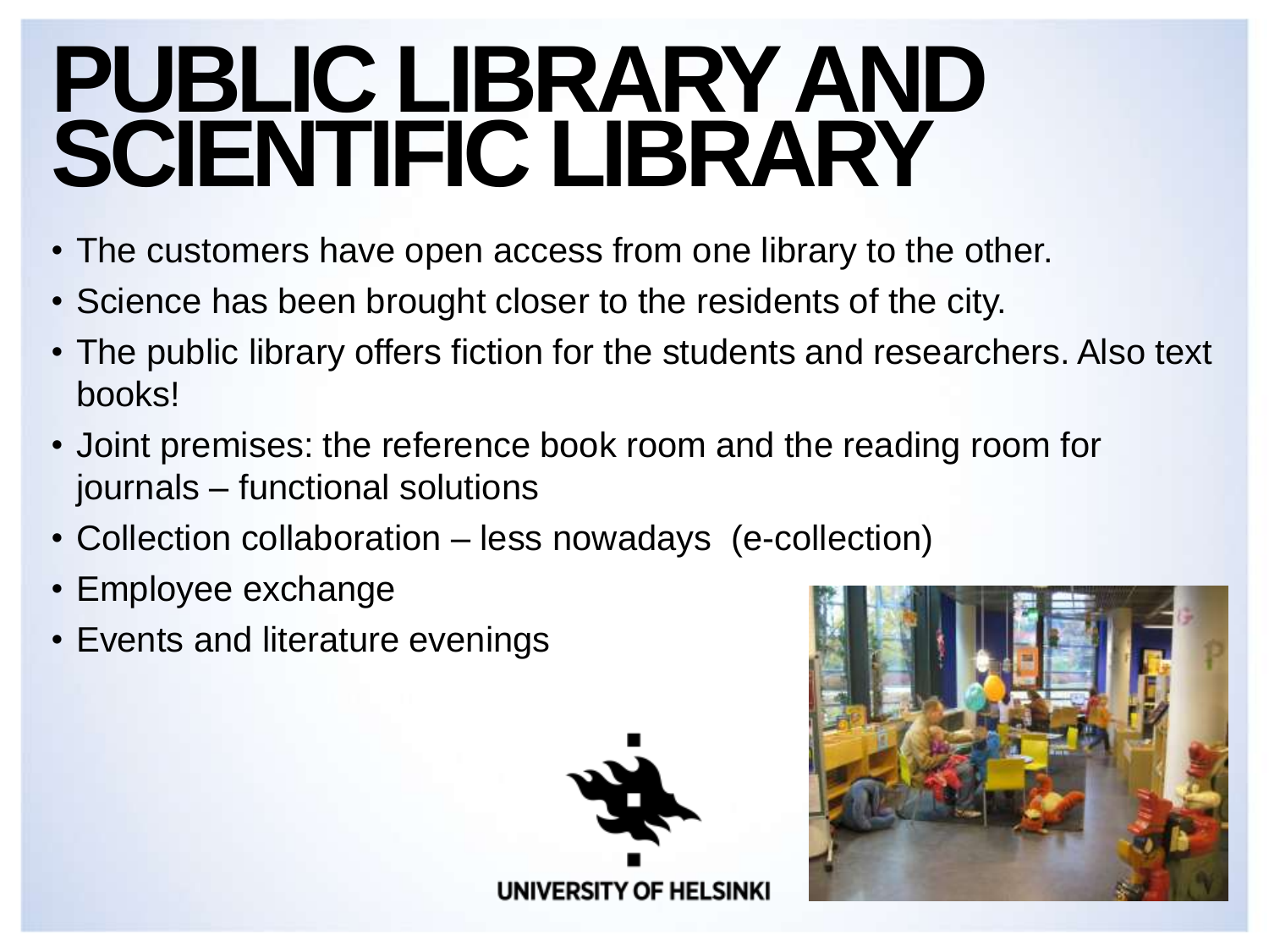# PUBLIC LIBRARY AND SCIENTIFIC LIBRARY

- The customers have open access from one library to the other.
- Science has been brought closer to the residents of the city.
- The public library offers fiction for the students and researchers. Also text books!
- Joint premises: the reference book room and the reading room for journals – functional solutions
- Collection collaboration – less nowadays (e-collection)
- Employee exchange
- Events and literature evenings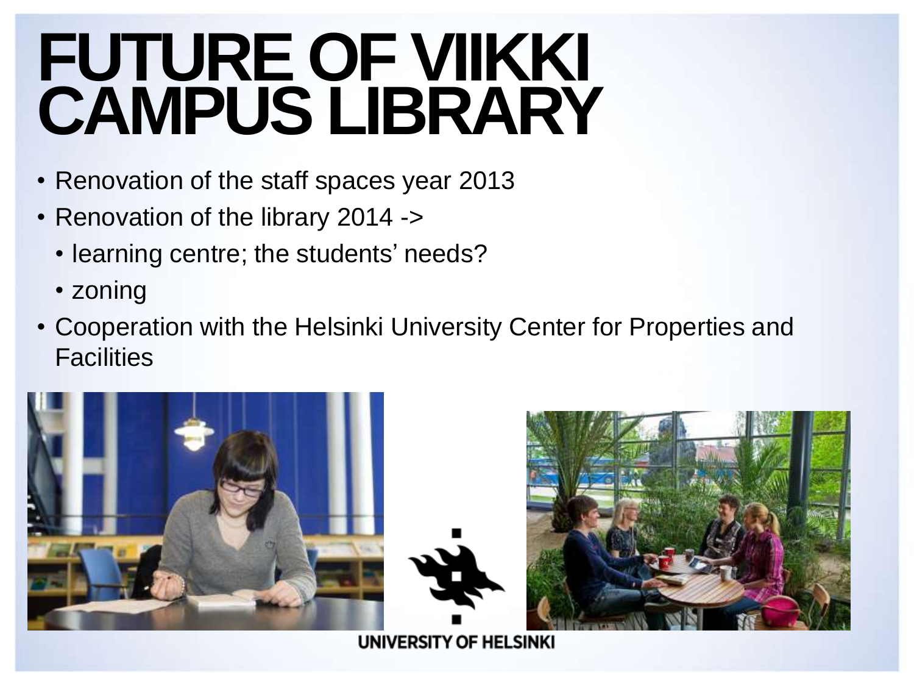# FUTURE OF VIIKKI CAMPUS LIBRARY

- Renovation of the staff spaces year 2013
- Renovation of the library 2014 ->
  - learning centre; the students' needs?
  - zoning
- Cooperation with the Helsinki University Center for Properties and Facilities

UNIVERSITY OF HELSINKI